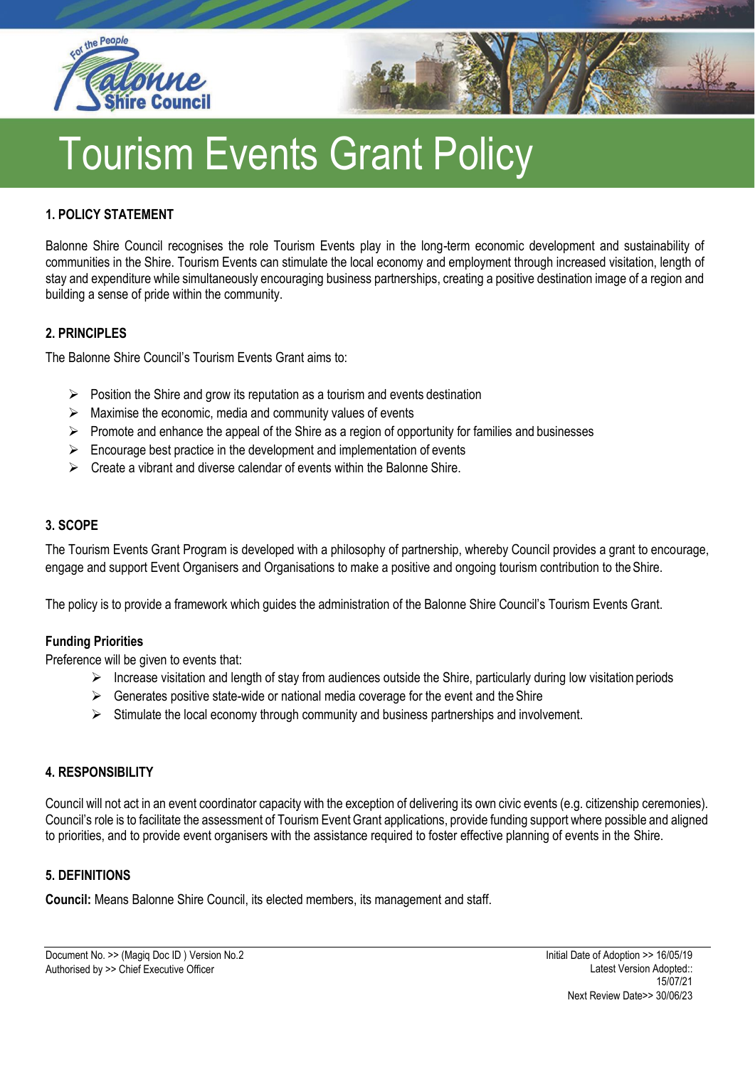# Tourism Events Grant Policy

## 1. POLICY STATEMENT

Balonne Shire Council recognises the role Tourism Events play in the long-term economic development and sustainability of communities in the Shire. Tourism Events can stimulate the local economy and employment through increased visitation, length of stay and expenditure while simultaneously encouraging business partnerships, creating a positive destination image of a region and building a sense of pride within the community.

## 2. PRINCIPLES

The Balonne Shire Council's Tourism Events Grant aims to:

- Position the Shire and grow its reputation as a tourism and events destination
- Maximise the economic, media and community values of events
- Promote and enhance the appeal of the Shire as a region of opportunity for families and businesses
- Encourage best practice in the development and implementation of events
- Create a vibrant and diverse calendar of events within the Balonne Shire.

## 3. SCOPE

The Tourism Events Grant Program is developed with a philosophy of partnership, whereby Council provides a grant to encourage, engage and support Event Organisers and Organisations to make a positive and ongoing tourism contribution to the Shire.

The policy is to provide a framework which guides the administration of the Balonne Shire Council's Tourism Events Grant.

### Funding Priorities

Preference will be given to events that:

- Increase visitation and length of stay from audiences outside the Shire, particularly during low visitation periods
- Generates positive state-wide or national media coverage for the event and the Shire
- Stimulate the local economy through community and business partnerships and involvement.

## 4. RESPONSIBILITY

Council will not act in an event coordinator capacity with the exception of delivering its own civic events (e.g. citizenship ceremonies). Council's role is to facilitate the assessment of Tourism Event Grant applications, provide funding support where possible and aligned to priorities, and to provide event organisers with the assistance required to foster effective planning of events in the Shire.

## 5. DEFINITIONS

**Council:** Means Balonne Shire Council, its elected members, its management and staff.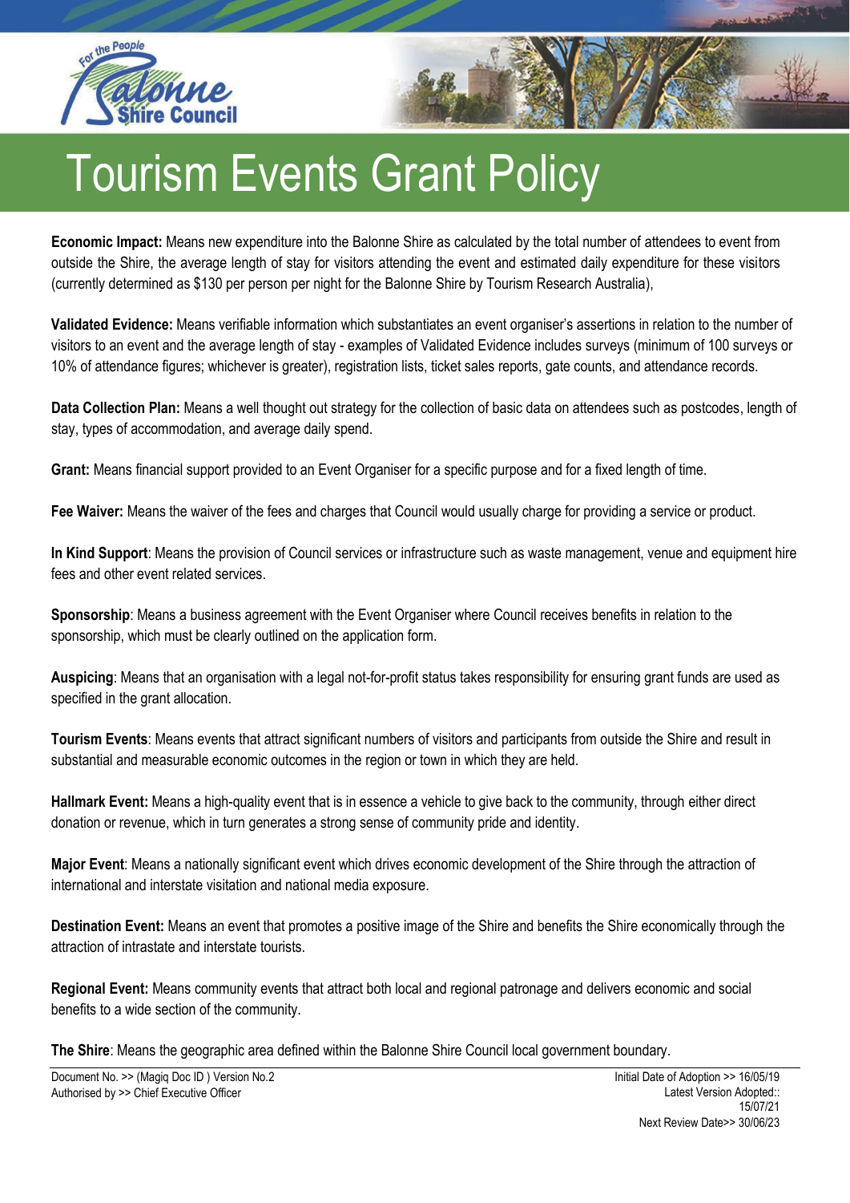**Economic Impact:** Means new expenditure into the Balonne Shire as calculated by the total number of attendees to event from outside the Shire, the average length of stay for visitors attending the event and estimated daily expenditure for these visitors (currently determined as $130 per person per night for the Balonne Shire by Tourism Research Australia),

**Validated Evidence:** Means verifiable information which substantiates an event organiser's assertions in relation to the number of visitors to an event and the average length of stay - examples of Validated Evidence includes surveys (minimum of 100 surveys or 10% of attendance figures; whichever is greater), registration lists, ticket sales reports, gate counts, and attendance records.

**Data Collection Plan:** Means a well thought out strategy for the collection of basic data on attendees such as postcodes, length of stay, types of accommodation, and average daily spend.

**Grant:** Means financial support provided to an Event Organiser for a specific purpose and for a fixed length of time.

**Fee Waiver:** Means the waiver of the fees and charges that Council would usually charge for providing a service or product.

**In Kind Support**: Means the provision of Council services or infrastructure such as waste management, venue and equipment hire fees and other event related services.

**Sponsorship**: Means a business agreement with the Event Organiser where Council receives benefits in relation to the sponsorship, which must be clearly outlined on the application form.

**Auspicing**: Means that an organisation with a legal not-for-profit status takes responsibility for ensuring grant funds are used as specified in the grant allocation.

**Tourism Events**: Means events that attract significant numbers of visitors and participants from outside the Shire and result in substantial and measurable economic outcomes in the region or town in which they are held.

**Hallmark Event:** Means a high-quality event that is in essence a vehicle to give back to the community, through either direct donation or revenue, which in turn generates a strong sense of community pride and identity.

**Major Event**: Means a nationally significant event which drives economic development of the Shire through the attraction of international and interstate visitation and national media exposure.

**Destination Event:** Means an event that promotes a positive image of the Shire and benefits the Shire economically through the attraction of intrastate and interstate tourists.

**Regional Event:** Means community events that attract both local and regional patronage and delivers economic and social benefits to a wide section of the community.

**The Shire**: Means the geographic area defined within the Balonne Shire Council local government boundary.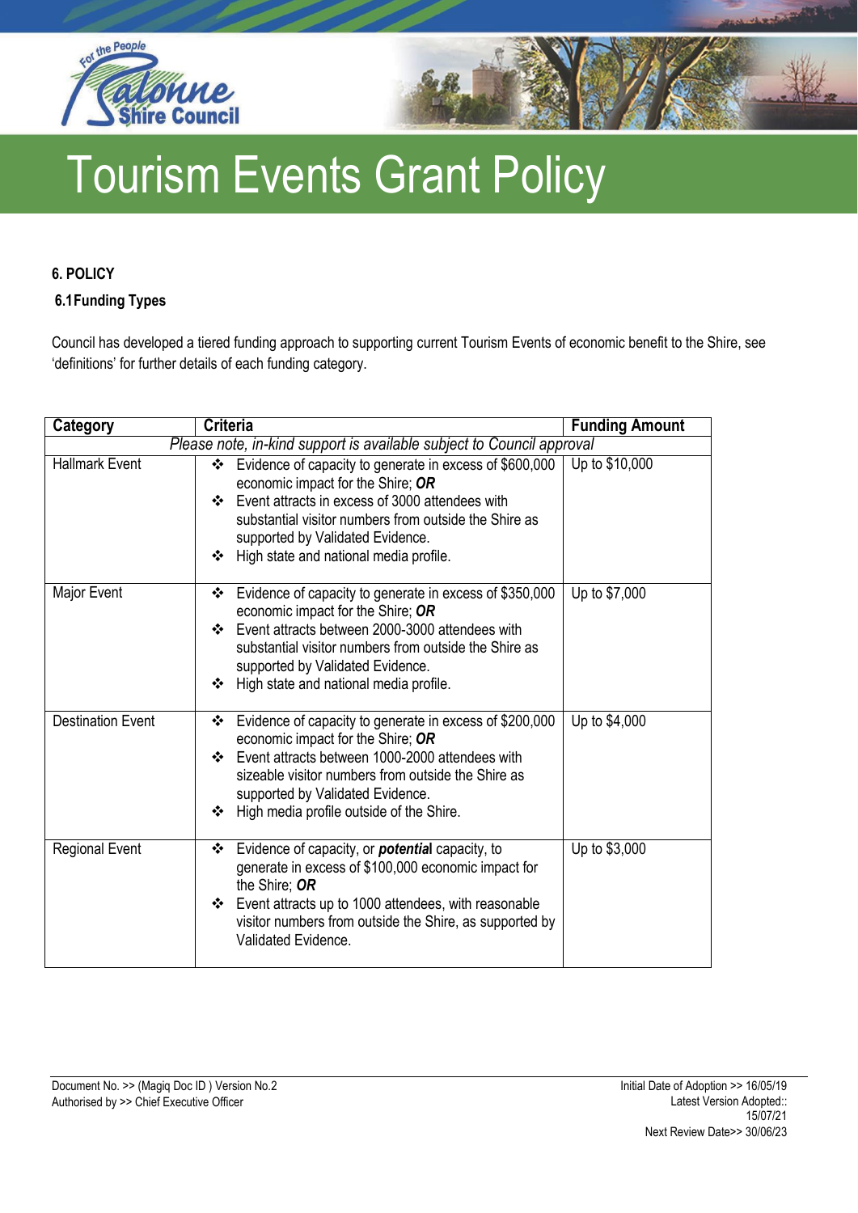## 6. POLICY

### 6.1 Funding Types

Council has developed a tiered funding approach to supporting current Tourism Events of economic benefit to the Shire, see 'definitions' for further details of each funding category.

| Category | Criteria | Funding Amount |
|---|---|---|
| *Please note, in-kind support is available subject to Council approval* | | |
| Hallmark Event | ❖ Evidence of capacity to generate in excess of $600,000 economic impact for the Shire; ***OR*** <br> ❖ Event attracts in excess of 3000 attendees with substantial visitor numbers from outside the Shire as supported by Validated Evidence. <br> ❖ High state and national media profile. | Up to $10,000 |
| Major Event | ❖ Evidence of capacity to generate in excess of $350,000 economic impact for the Shire; ***OR*** <br> ❖ Event attracts between 2000-3000 attendees with substantial visitor numbers from outside the Shire as supported by Validated Evidence. <br> ❖ High state and national media profile. | Up to $7,000 |
| Destination Event | ❖ Evidence of capacity to generate in excess of $200,000 economic impact for the Shire; ***OR*** <br> ❖ Event attracts between 1000-2000 attendees with sizeable visitor numbers from outside the Shire as supported by Validated Evidence. <br> ❖ High media profile outside of the Shire. | Up to $4,000 |
| Regional Event | ❖ Evidence of capacity, or ***potential*** capacity, to generate in excess of $100,000 economic impact for the Shire; ***OR*** <br> ❖ Event attracts up to 1000 attendees, with reasonable visitor numbers from outside the Shire, as supported by Validated Evidence. | Up to $3,000 |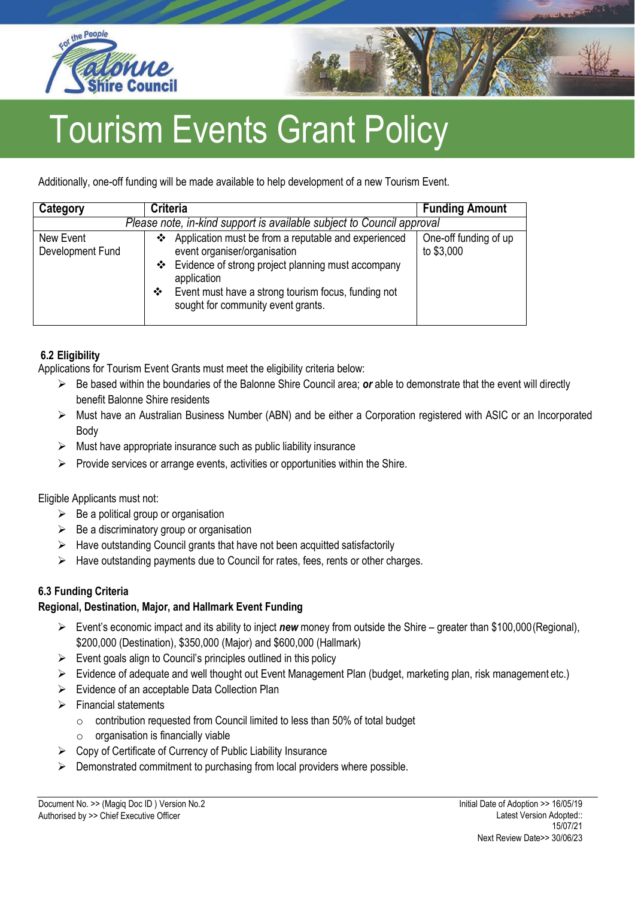Additionally, one-off funding will be made available to help development of a new Tourism Event.

| Category | Criteria | Funding Amount |
|---|---|---|
| *Please note, in-kind support is available subject to Council approval* | | |
| New Event Development Fund | ❖ Application must be from a reputable and experienced event organiser/organisation<br>❖ Evidence of strong project planning must accompany application<br>❖ Event must have a strong tourism focus, funding not sought for community event grants. | One-off funding of up to $3,000 |

### 6.2 Eligibility

Applications for Tourism Event Grants must meet the eligibility criteria below:

- Be based within the boundaries of the Balonne Shire Council area; ***or*** able to demonstrate that the event will directly benefit Balonne Shire residents
- Must have an Australian Business Number (ABN) and be either a Corporation registered with ASIC or an Incorporated Body
- Must have appropriate insurance such as public liability insurance
- Provide services or arrange events, activities or opportunities within the Shire.

Eligible Applicants must not:

- Be a political group or organisation
- Be a discriminatory group or organisation
- Have outstanding Council grants that have not been acquitted satisfactorily
- Have outstanding payments due to Council for rates, fees, rents or other charges.

### 6.3 Funding Criteria

**Regional, Destination, Major, and Hallmark Event Funding**

- Event's economic impact and its ability to inject ***new*** money from outside the Shire – greater than $100,000 (Regional), $200,000 (Destination), $350,000 (Major) and $600,000 (Hallmark)
- Event goals align to Council's principles outlined in this policy
- Evidence of adequate and well thought out Event Management Plan (budget, marketing plan, risk management etc.)
- Evidence of an acceptable Data Collection Plan
- Financial statements
  - contribution requested from Council limited to less than 50% of total budget
  - organisation is financially viable
- Copy of Certificate of Currency of Public Liability Insurance
- Demonstrated commitment to purchasing from local providers where possible.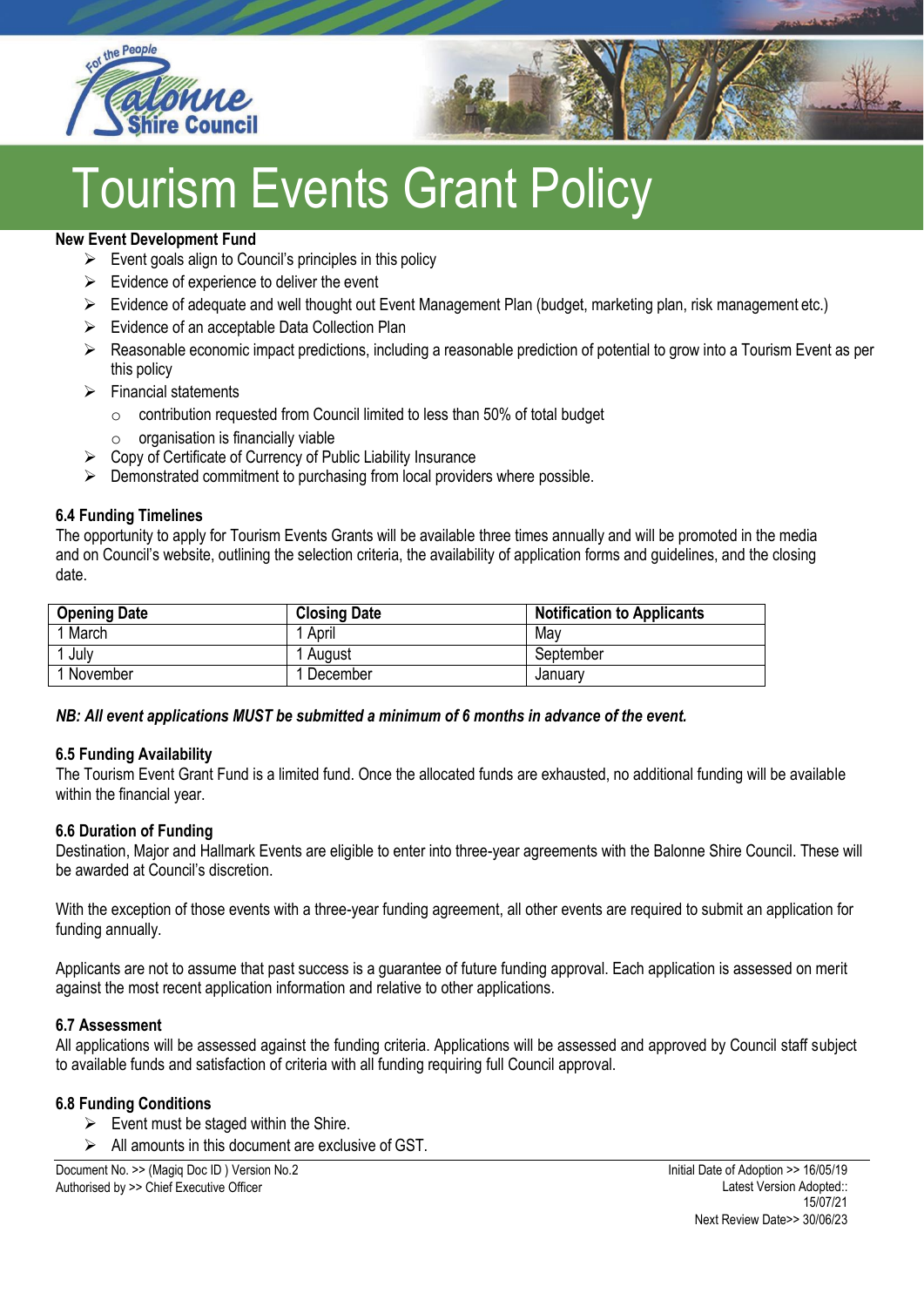**New Event Development Fund**

- Event goals align to Council's principles in this policy
- Evidence of experience to deliver the event
- Evidence of adequate and well thought out Event Management Plan (budget, marketing plan, risk management etc.)
- Evidence of an acceptable Data Collection Plan
- Reasonable economic impact predictions, including a reasonable prediction of potential to grow into a Tourism Event as per this policy
- Financial statements
  - contribution requested from Council limited to less than 50% of total budget
  - organisation is financially viable
- Copy of Certificate of Currency of Public Liability Insurance
- Demonstrated commitment to purchasing from local providers where possible.

### 6.4 Funding Timelines

The opportunity to apply for Tourism Events Grants will be available three times annually and will be promoted in the media and on Council's website, outlining the selection criteria, the availability of application forms and guidelines, and the closing date.

| Opening Date | Closing Date | Notification to Applicants |
|---|---|---|
| 1 March | 1 April | May |
| 1 July | 1 August | September |
| 1 November | 1 December | January |

***NB: All event applications MUST be submitted a minimum of 6 months in advance of the event.***

### 6.5 Funding Availability

The Tourism Event Grant Fund is a limited fund. Once the allocated funds are exhausted, no additional funding will be available within the financial year.

### 6.6 Duration of Funding

Destination, Major and Hallmark Events are eligible to enter into three-year agreements with the Balonne Shire Council. These will be awarded at Council's discretion.

With the exception of those events with a three-year funding agreement, all other events are required to submit an application for funding annually.

Applicants are not to assume that past success is a guarantee of future funding approval. Each application is assessed on merit against the most recent application information and relative to other applications.

### 6.7 Assessment

All applications will be assessed against the funding criteria. Applications will be assessed and approved by Council staff subject to available funds and satisfaction of criteria with all funding requiring full Council approval.

### 6.8 Funding Conditions

- Event must be staged within the Shire.
- All amounts in this document are exclusive of GST.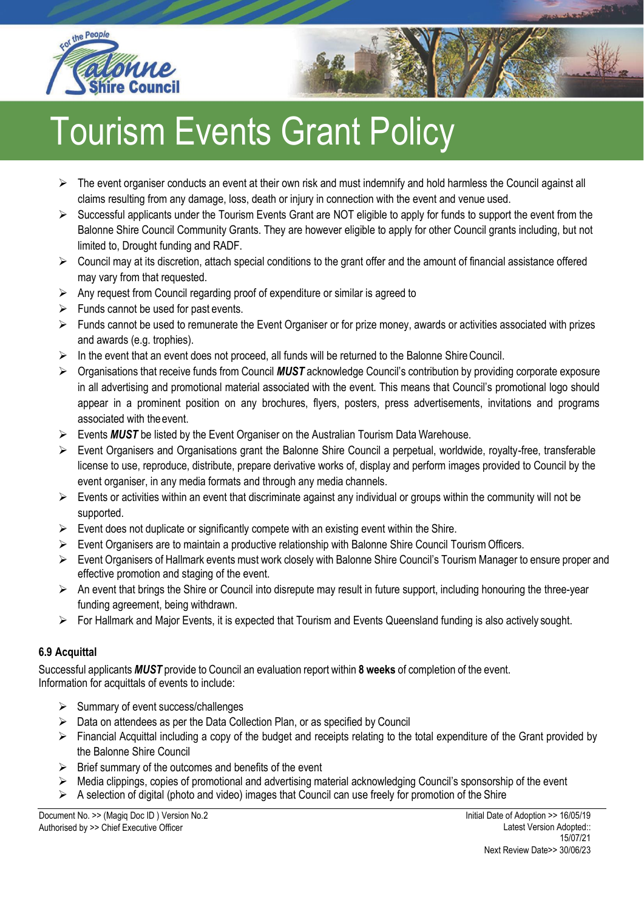- The event organiser conducts an event at their own risk and must indemnify and hold harmless the Council against all claims resulting from any damage, loss, death or injury in connection with the event and venue used.
- Successful applicants under the Tourism Events Grant are NOT eligible to apply for funds to support the event from the Balonne Shire Council Community Grants. They are however eligible to apply for other Council grants including, but not limited to, Drought funding and RADF.
- Council may at its discretion, attach special conditions to the grant offer and the amount of financial assistance offered may vary from that requested.
- Any request from Council regarding proof of expenditure or similar is agreed to
- Funds cannot be used for past events.
- Funds cannot be used to remunerate the Event Organiser or for prize money, awards or activities associated with prizes and awards (e.g. trophies).
- In the event that an event does not proceed, all funds will be returned to the Balonne Shire Council.
- Organisations that receive funds from Council ***MUST*** acknowledge Council's contribution by providing corporate exposure in all advertising and promotional material associated with the event. This means that Council's promotional logo should appear in a prominent position on any brochures, flyers, posters, press advertisements, invitations and programs associated with the event.
- Events ***MUST*** be listed by the Event Organiser on the Australian Tourism Data Warehouse.
- Event Organisers and Organisations grant the Balonne Shire Council a perpetual, worldwide, royalty-free, transferable license to use, reproduce, distribute, prepare derivative works of, display and perform images provided to Council by the event organiser, in any media formats and through any media channels.
- Events or activities within an event that discriminate against any individual or groups within the community will not be supported.
- Event does not duplicate or significantly compete with an existing event within the Shire.
- Event Organisers are to maintain a productive relationship with Balonne Shire Council Tourism Officers.
- Event Organisers of Hallmark events must work closely with Balonne Shire Council's Tourism Manager to ensure proper and effective promotion and staging of the event.
- An event that brings the Shire or Council into disrepute may result in future support, including honouring the three-year funding agreement, being withdrawn.
- For Hallmark and Major Events, it is expected that Tourism and Events Queensland funding is also actively sought.

### 6.9 Acquittal

Successful applicants ***MUST*** provide to Council an evaluation report within **8 weeks** of completion of the event.
Information for acquittals of events to include:

- Summary of event success/challenges
- Data on attendees as per the Data Collection Plan, or as specified by Council
- Financial Acquittal including a copy of the budget and receipts relating to the total expenditure of the Grant provided by the Balonne Shire Council
- Brief summary of the outcomes and benefits of the event
- Media clippings, copies of promotional and advertising material acknowledging Council's sponsorship of the event
- A selection of digital (photo and video) images that Council can use freely for promotion of the Shire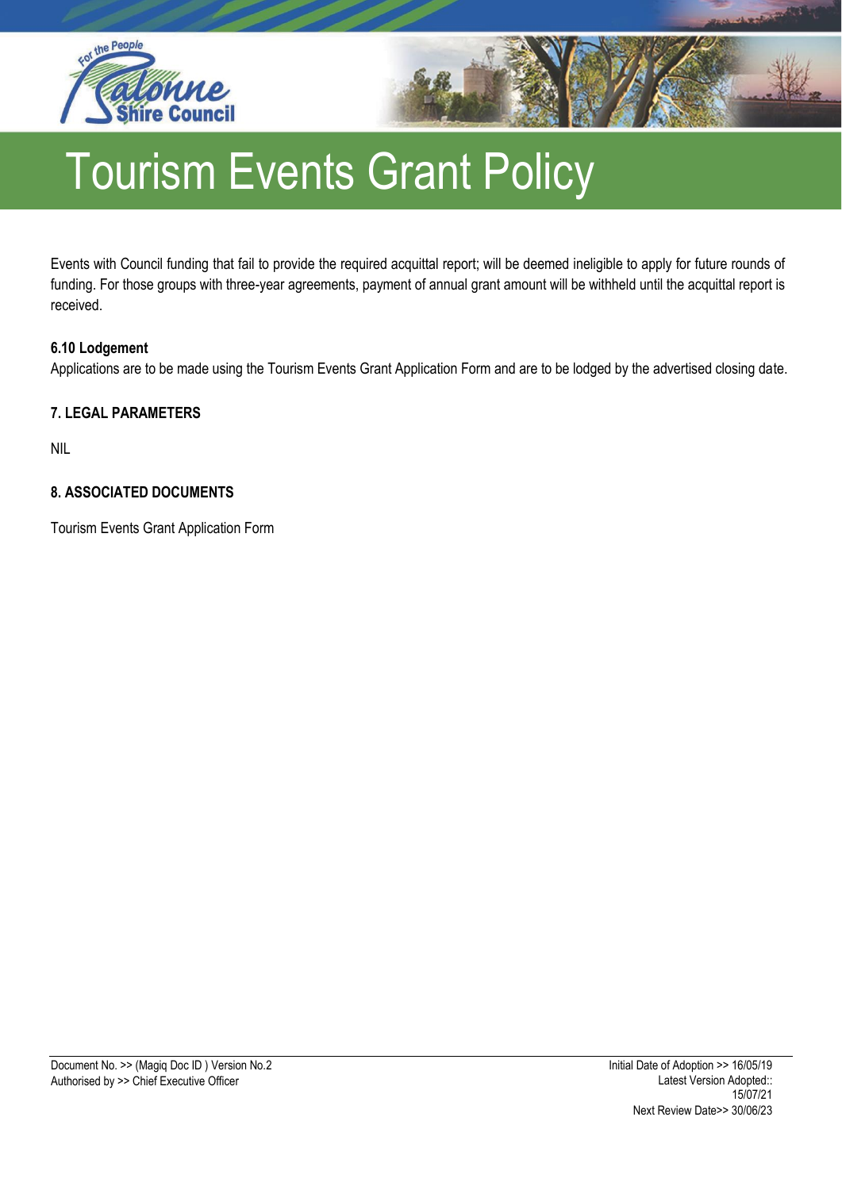Events with Council funding that fail to provide the required acquittal report; will be deemed ineligible to apply for future rounds of funding. For those groups with three-year agreements, payment of annual grant amount will be withheld until the acquittal report is received.

**6.10 Lodgement**

Applications are to be made using the Tourism Events Grant Application Form and are to be lodged by the advertised closing date.

## 7. LEGAL PARAMETERS

NIL

## 8. ASSOCIATED DOCUMENTS

Tourism Events Grant Application Form